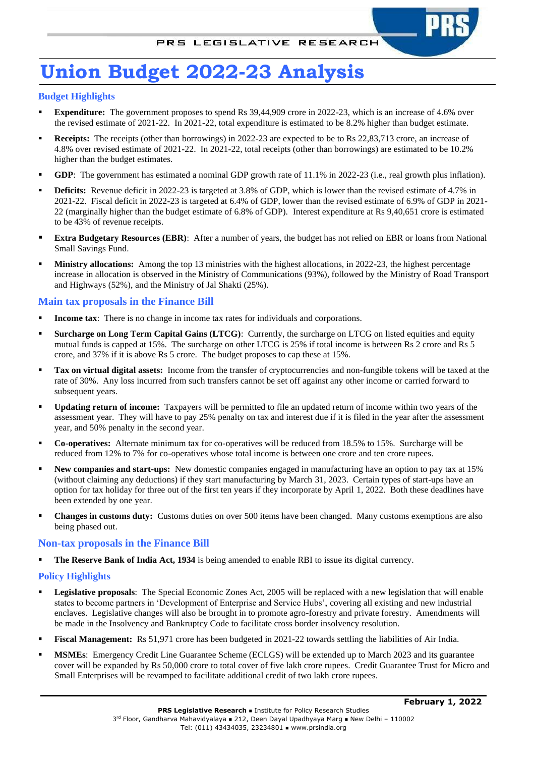# Union Budget 2022-23 Analysis

## Budget Highlights

- **Expenditure:** The government proposes to spend Rs 39,44,909 crore in 2022-23, which is an increase of 4.6% over the revised estimate of 2021-22. In 2021-22, total expenditure is estimated to be 8.2% higher than budget estimate.
- **Receipts:** The receipts (other than borrowings) in 2022-23 are expected to be to Rs 22,83,713 crore, an increase of 4.8% over revised estimate of 2021-22. In 2021-22, total receipts (other than borrowings) are estimated to be 10.2% higher than the budget estimates.
- **GDP**: The government has estimated a nominal GDP growth rate of 11.1% in 2022-23 (i.e., real growth plus inflation).
- **Deficits:** Revenue deficit in 2022-23 is targeted at 3.8% of GDP, which is lower than the revised estimate of 4.7% in 2021-22. Fiscal deficit in 2022-23 is targeted at 6.4% of GDP, lower than the revised estimate of 6.9% of GDP in 2021-22 (marginally higher than the budget estimate of 6.8% of GDP). Interest expenditure at Rs 9,40,651 crore is estimated to be 43% of revenue receipts.
- **Extra Budgetary Resources (EBR)**: After a number of years, the budget has not relied on EBR or loans from National Small Savings Fund.
- **Ministry allocations:** Among the top 13 ministries with the highest allocations, in 2022-23, the highest percentage increase in allocation is observed in the Ministry of Communications (93%), followed by the Ministry of Road Transport and Highways (52%), and the Ministry of Jal Shakti (25%).

## Main tax proposals in the Finance Bill

- **Income tax**: There is no change in income tax rates for individuals and corporations.
- **Surcharge on Long Term Capital Gains (LTCG)**: Currently, the surcharge on LTCG on listed equities and equity mutual funds is capped at 15%. The surcharge on other LTCG is 25% if total income is between Rs 2 crore and Rs 5 crore, and 37% if it is above Rs 5 crore. The budget proposes to cap these at 15%.
- **Tax on virtual digital assets:** Income from the transfer of cryptocurrencies and non-fungible tokens will be taxed at the rate of 30%. Any loss incurred from such transfers cannot be set off against any other income or carried forward to subsequent years.
- **Updating return of income:** Taxpayers will be permitted to file an updated return of income within two years of the assessment year. They will have to pay 25% penalty on tax and interest due if it is filed in the year after the assessment year, and 50% penalty in the second year.
- **Co-operatives:** Alternate minimum tax for co-operatives will be reduced from 18.5% to 15%. Surcharge will be reduced from 12% to 7% for co-operatives whose total income is between one crore and ten crore rupees.
- **New companies and start-ups:** New domestic companies engaged in manufacturing have an option to pay tax at 15% (without claiming any deductions) if they start manufacturing by March 31, 2023. Certain types of start-ups have an option for tax holiday for three out of the first ten years if they incorporate by April 1, 2022. Both these deadlines have been extended by one year.
- **Changes in customs duty:** Customs duties on over 500 items have been changed. Many customs exemptions are also being phased out.

## Non-tax proposals in the Finance Bill

- **The Reserve Bank of India Act, 1934** is being amended to enable RBI to issue its digital currency.

## Policy Highlights

- **Legislative proposals**: The Special Economic Zones Act, 2005 will be replaced with a new legislation that will enable states to become partners in 'Development of Enterprise and Service Hubs', covering all existing and new industrial enclaves. Legislative changes will also be brought in to promote agro-forestry and private forestry. Amendments will be made in the Insolvency and Bankruptcy Code to facilitate cross border insolvency resolution.
- **Fiscal Management:** Rs 51,971 crore has been budgeted in 2021-22 towards settling the liabilities of Air India.
- **MSMEs**: Emergency Credit Line Guarantee Scheme (ECLGS) will be extended up to March 2023 and its guarantee cover will be expanded by Rs 50,000 crore to total cover of five lakh crore rupees. Credit Guarantee Trust for Micro and Small Enterprises will be revamped to facilitate additional credit of two lakh crore rupees.

**February 1, 2022**

**PRS Legislative Research** ▪ Institute for Policy Research Studies
3rd Floor, Gandharva Mahavidyalaya ▪ 212, Deen Dayal Upadhyaya Marg ▪ New Delhi – 110002
Tel: (011) 43434035, 23234801 ▪ www.prsindia.org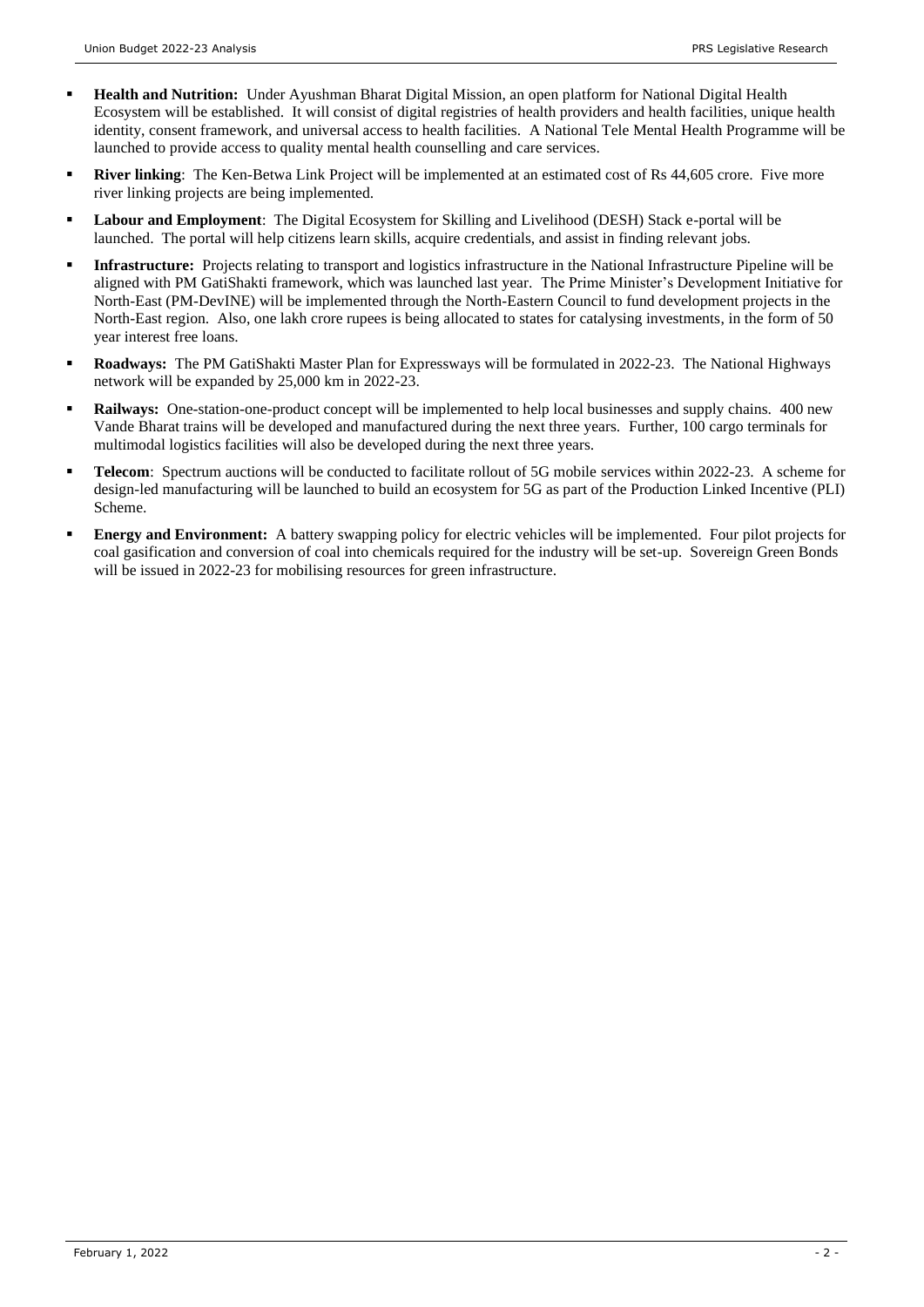- **Health and Nutrition:** Under Ayushman Bharat Digital Mission, an open platform for National Digital Health Ecosystem will be established. It will consist of digital registries of health providers and health facilities, unique health identity, consent framework, and universal access to health facilities. A National Tele Mental Health Programme will be launched to provide access to quality mental health counselling and care services.
- **River linking**: The Ken-Betwa Link Project will be implemented at an estimated cost of Rs 44,605 crore. Five more river linking projects are being implemented.
- **Labour and Employment**: The Digital Ecosystem for Skilling and Livelihood (DESH) Stack e-portal will be launched. The portal will help citizens learn skills, acquire credentials, and assist in finding relevant jobs.
- **Infrastructure:** Projects relating to transport and logistics infrastructure in the National Infrastructure Pipeline will be aligned with PM GatiShakti framework, which was launched last year. The Prime Minister's Development Initiative for North-East (PM-DevINE) will be implemented through the North-Eastern Council to fund development projects in the North-East region. Also, one lakh crore rupees is being allocated to states for catalysing investments, in the form of 50 year interest free loans.
- **Roadways:** The PM GatiShakti Master Plan for Expressways will be formulated in 2022-23. The National Highways network will be expanded by 25,000 km in 2022-23.
- **Railways:** One-station-one-product concept will be implemented to help local businesses and supply chains. 400 new Vande Bharat trains will be developed and manufactured during the next three years. Further, 100 cargo terminals for multimodal logistics facilities will also be developed during the next three years.
- **Telecom**: Spectrum auctions will be conducted to facilitate rollout of 5G mobile services within 2022-23. A scheme for design-led manufacturing will be launched to build an ecosystem for 5G as part of the Production Linked Incentive (PLI) Scheme.
- **Energy and Environment:** A battery swapping policy for electric vehicles will be implemented. Four pilot projects for coal gasification and conversion of coal into chemicals required for the industry will be set-up. Sovereign Green Bonds will be issued in 2022-23 for mobilising resources for green infrastructure.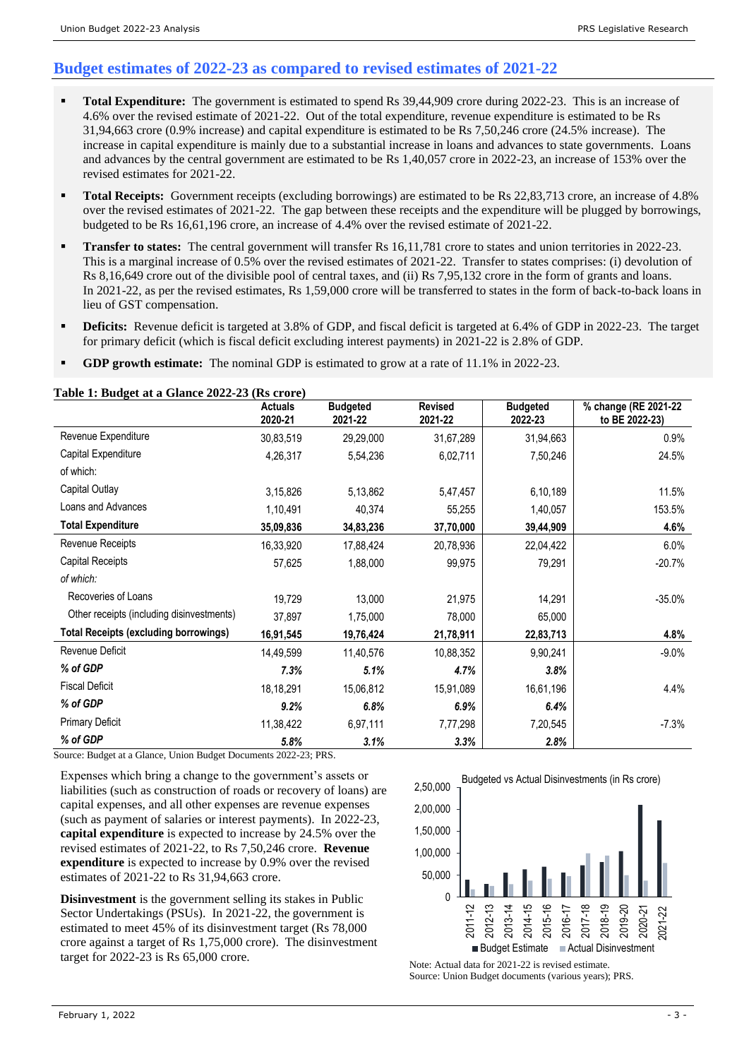## Budget estimates of 2022-23 as compared to revised estimates of 2021-22

- **Total Expenditure:** The government is estimated to spend Rs 39,44,909 crore during 2022-23. This is an increase of 4.6% over the revised estimate of 2021-22. Out of the total expenditure, revenue expenditure is estimated to be Rs 31,94,663 crore (0.9% increase) and capital expenditure is estimated to be Rs 7,50,246 crore (24.5% increase). The increase in capital expenditure is mainly due to a substantial increase in loans and advances to state governments. Loans and advances by the central government are estimated to be Rs 1,40,057 crore in 2022-23, an increase of 153% over the revised estimates for 2021-22.
- **Total Receipts:** Government receipts (excluding borrowings) are estimated to be Rs 22,83,713 crore, an increase of 4.8% over the revised estimates of 2021-22. The gap between these receipts and the expenditure will be plugged by borrowings, budgeted to be Rs 16,61,196 crore, an increase of 4.4% over the revised estimate of 2021-22.
- **Transfer to states:** The central government will transfer Rs 16,11,781 crore to states and union territories in 2022-23. This is a marginal increase of 0.5% over the revised estimates of 2021-22. Transfer to states comprises: (i) devolution of Rs 8,16,649 crore out of the divisible pool of central taxes, and (ii) Rs 7,95,132 crore in the form of grants and loans. In 2021-22, as per the revised estimates, Rs 1,59,000 crore will be transferred to states in the form of back-to-back loans in lieu of GST compensation.
- **Deficits:** Revenue deficit is targeted at 3.8% of GDP, and fiscal deficit is targeted at 6.4% of GDP in 2022-23. The target for primary deficit (which is fiscal deficit excluding interest payments) in 2021-22 is 2.8% of GDP.
- **GDP growth estimate:** The nominal GDP is estimated to grow at a rate of 11.1% in 2022-23.

**Table 1: Budget at a Glance 2022-23 (Rs crore)**

| | Actuals 2020-21 | Budgeted 2021-22 | Revised 2021-22 | Budgeted 2022-23 | % change (RE 2021-22 to BE 2022-23) |
|---|---|---|---|---|---|
| Revenue Expenditure | 30,83,519 | 29,29,000 | 31,67,289 | 31,94,663 | 0.9% |
| Capital Expenditure | 4,26,317 | 5,54,236 | 6,02,711 | 7,50,246 | 24.5% |
| of which: | | | | | |
| Capital Outlay | 3,15,826 | 5,13,862 | 5,47,457 | 6,10,189 | 11.5% |
| Loans and Advances | 1,10,491 | 40,374 | 55,255 | 1,40,057 | 153.5% |
| **Total Expenditure** | **35,09,836** | **34,83,236** | **37,70,000** | **39,44,909** | **4.6%** |
| Revenue Receipts | 16,33,920 | 17,88,424 | 20,78,936 | 22,04,422 | 6.0% |
| Capital Receipts | 57,625 | 1,88,000 | 99,975 | 79,291 | -20.7% |
| *of which:* | | | | | |
| Recoveries of Loans | 19,729 | 13,000 | 21,975 | 14,291 | -35.0% |
| Other receipts (including disinvestments) | 37,897 | 1,75,000 | 78,000 | 65,000 | |
| **Total Receipts (excluding borrowings)** | **16,91,545** | **19,76,424** | **21,78,911** | **22,83,713** | **4.8%** |
| Revenue Deficit | 14,49,599 | 11,40,576 | 10,88,352 | 9,90,241 | -9.0% |
| ***% of GDP*** | ***7.3%*** | ***5.1%*** | ***4.7%*** | ***3.8%*** | |
| Fiscal Deficit | 18,18,291 | 15,06,812 | 15,91,089 | 16,61,196 | 4.4% |
| ***% of GDP*** | ***9.2%*** | ***6.8%*** | ***6.9%*** | ***6.4%*** | |
| Primary Deficit | 11,38,422 | 6,97,111 | 7,77,298 | 7,20,545 | -7.3% |
| ***% of GDP*** | ***5.8%*** | ***3.1%*** | ***3.3%*** | ***2.8%*** | |

Source: Budget at a Glance, Union Budget Documents 2022-23; PRS.

Expenses which bring a change to the government's assets or liabilities (such as construction of roads or recovery of loans) are capital expenses, and all other expenses are revenue expenses (such as payment of salaries or interest payments). In 2022-23, **capital expenditure** is expected to increase by 24.5% over the revised estimates of 2021-22, to Rs 7,50,246 crore. **Revenue expenditure** is expected to increase by 0.9% over the revised estimates of 2021-22 to Rs 31,94,663 crore.

**Disinvestment** is the government selling its stakes in Public Sector Undertakings (PSUs). In 2021-22, the government is estimated to meet 45% of its disinvestment target (Rs 78,000 crore against a target of Rs 1,75,000 crore). The disinvestment target for 2022-23 is Rs 65,000 crore.

Budgeted vs Actual Disinvestments (in Rs crore)

Note: Actual data for 2021-22 is revised estimate.
Source: Union Budget documents (various years); PRS.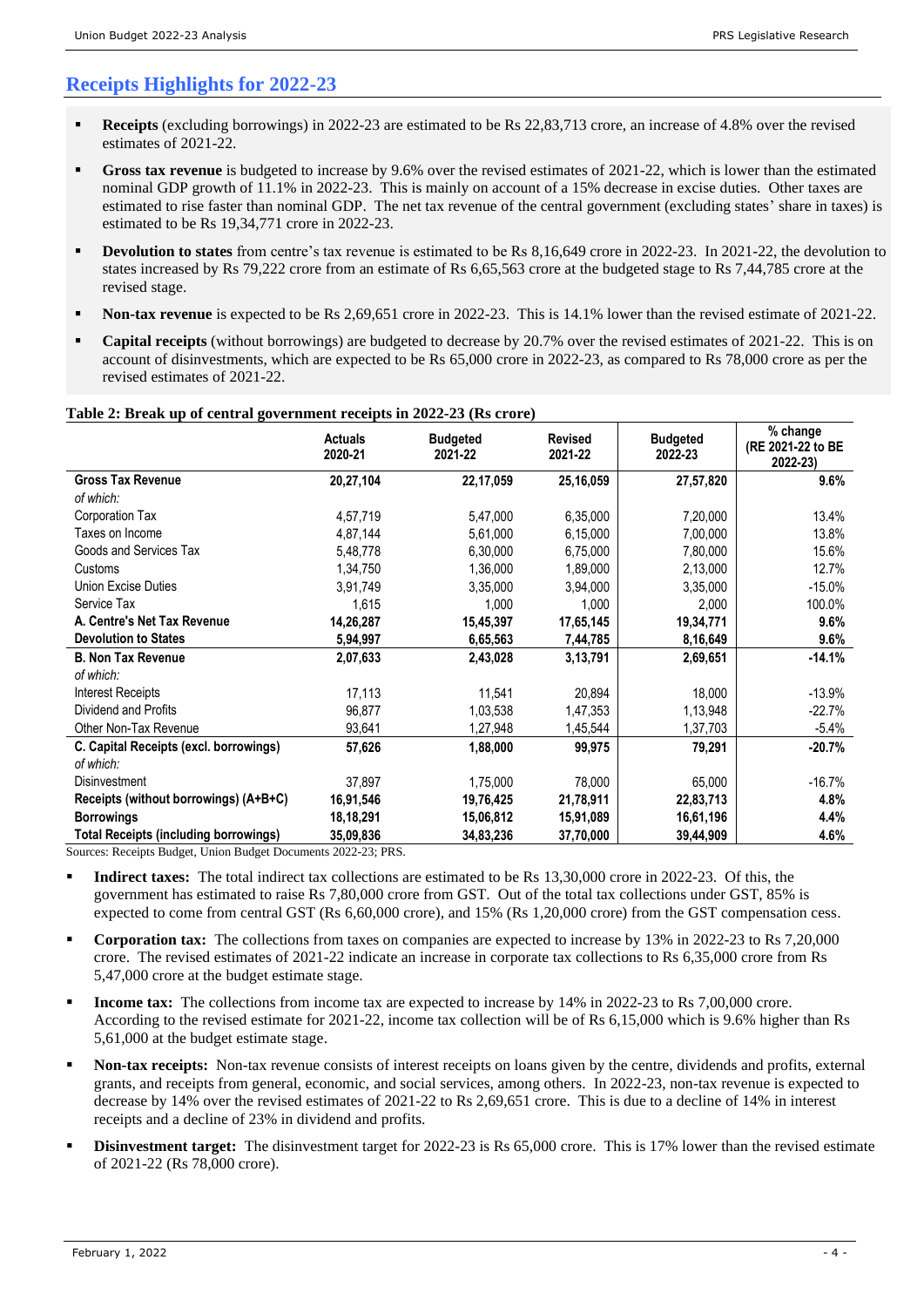## Receipts Highlights for 2022-23

- **Receipts** (excluding borrowings) in 2022-23 are estimated to be Rs 22,83,713 crore, an increase of 4.8% over the revised estimates of 2021-22.
- **Gross tax revenue** is budgeted to increase by 9.6% over the revised estimates of 2021-22, which is lower than the estimated nominal GDP growth of 11.1% in 2022-23. This is mainly on account of a 15% decrease in excise duties. Other taxes are estimated to rise faster than nominal GDP. The net tax revenue of the central government (excluding states' share in taxes) is estimated to be Rs 19,34,771 crore in 2022-23.
- **Devolution to states** from centre's tax revenue is estimated to be Rs 8,16,649 crore in 2022-23. In 2021-22, the devolution to states increased by Rs 79,222 crore from an estimate of Rs 6,65,563 crore at the budgeted stage to Rs 7,44,785 crore at the revised stage.
- **Non-tax revenue** is expected to be Rs 2,69,651 crore in 2022-23. This is 14.1% lower than the revised estimate of 2021-22.
- **Capital receipts** (without borrowings) are budgeted to decrease by 20.7% over the revised estimates of 2021-22. This is on account of disinvestments, which are expected to be Rs 65,000 crore in 2022-23, as compared to Rs 78,000 crore as per the revised estimates of 2021-22.

**Table 2: Break up of central government receipts in 2022-23 (Rs crore)**

| | Actuals 2020-21 | Budgeted 2021-22 | Revised 2021-22 | Budgeted 2022-23 | % change (RE 2021-22 to BE 2022-23) |
|---|---|---|---|---|---|
| **Gross Tax Revenue** | **20,27,104** | **22,17,059** | **25,16,059** | **27,57,820** | **9.6%** |
| *of which:* | | | | | |
| Corporation Tax | 4,57,719 | 5,47,000 | 6,35,000 | 7,20,000 | 13.4% |
| Taxes on Income | 4,87,144 | 5,61,000 | 6,15,000 | 7,00,000 | 13.8% |
| Goods and Services Tax | 5,48,778 | 6,30,000 | 6,75,000 | 7,80,000 | 15.6% |
| Customs | 1,34,750 | 1,36,000 | 1,89,000 | 2,13,000 | 12.7% |
| Union Excise Duties | 3,91,749 | 3,35,000 | 3,94,000 | 3,35,000 | -15.0% |
| Service Tax | 1,615 | 1,000 | 1,000 | 2,000 | 100.0% |
| **A. Centre's Net Tax Revenue** | **14,26,287** | **15,45,397** | **17,65,145** | **19,34,771** | **9.6%** |
| **Devolution to States** | **5,94,997** | **6,65,563** | **7,44,785** | **8,16,649** | **9.6%** |
| **B. Non Tax Revenue** | **2,07,633** | **2,43,028** | **3,13,791** | **2,69,651** | **-14.1%** |
| *of which:* | | | | | |
| Interest Receipts | 17,113 | 11,541 | 20,894 | 18,000 | -13.9% |
| Dividend and Profits | 96,877 | 1,03,538 | 1,47,353 | 1,13,948 | -22.7% |
| Other Non-Tax Revenue | 93,641 | 1,27,948 | 1,45,544 | 1,37,703 | -5.4% |
| **C. Capital Receipts (excl. borrowings)** | **57,626** | **1,88,000** | **99,975** | **79,291** | **-20.7%** |
| *of which:* | | | | | |
| Disinvestment | 37,897 | 1,75,000 | 78,000 | 65,000 | -16.7% |
| **Receipts (without borrowings) (A+B+C)** | **16,91,546** | **19,76,425** | **21,78,911** | **22,83,713** | **4.8%** |
| **Borrowings** | **18,18,291** | **15,06,812** | **15,91,089** | **16,61,196** | **4.4%** |
| **Total Receipts (including borrowings)** | **35,09,836** | **34,83,236** | **37,70,000** | **39,44,909** | **4.6%** |

Sources: Receipts Budget, Union Budget Documents 2022-23; PRS.

- **Indirect taxes:** The total indirect tax collections are estimated to be Rs 13,30,000 crore in 2022-23. Of this, the government has estimated to raise Rs 7,80,000 crore from GST. Out of the total tax collections under GST, 85% is expected to come from central GST (Rs 6,60,000 crore), and 15% (Rs 1,20,000 crore) from the GST compensation cess.
- **Corporation tax:** The collections from taxes on companies are expected to increase by 13% in 2022-23 to Rs 7,20,000 crore. The revised estimates of 2021-22 indicate an increase in corporate tax collections to Rs 6,35,000 crore from Rs 5,47,000 crore at the budget estimate stage.
- **Income tax:** The collections from income tax are expected to increase by 14% in 2022-23 to Rs 7,00,000 crore. According to the revised estimate for 2021-22, income tax collection will be of Rs 6,15,000 which is 9.6% higher than Rs 5,61,000 at the budget estimate stage.
- **Non-tax receipts:** Non-tax revenue consists of interest receipts on loans given by the centre, dividends and profits, external grants, and receipts from general, economic, and social services, among others. In 2022-23, non-tax revenue is expected to decrease by 14% over the revised estimates of 2021-22 to Rs 2,69,651 crore. This is due to a decline of 14% in interest receipts and a decline of 23% in dividend and profits.
- **Disinvestment target:** The disinvestment target for 2022-23 is Rs 65,000 crore. This is 17% lower than the revised estimate of 2021-22 (Rs 78,000 crore).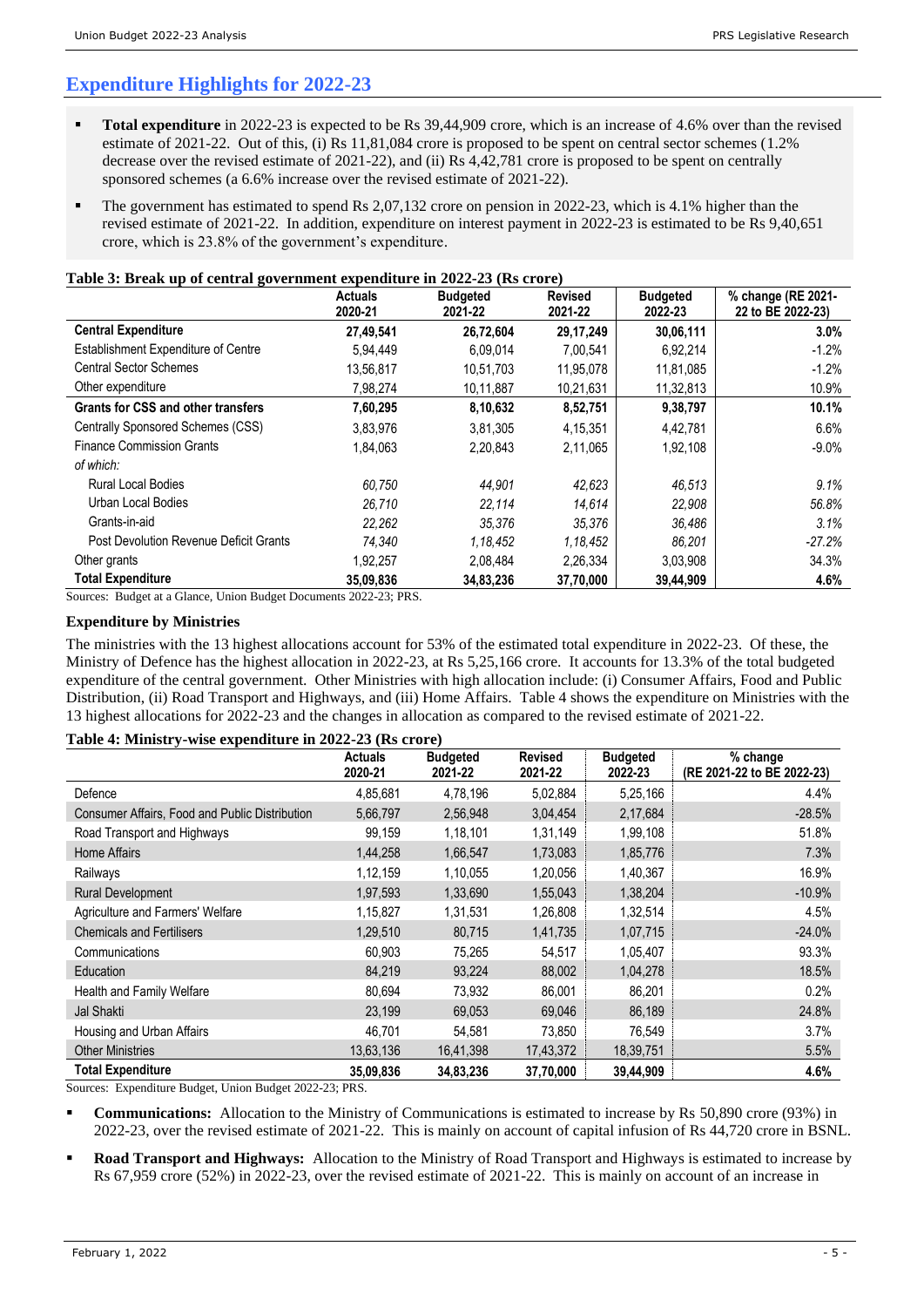## Expenditure Highlights for 2022-23

- **Total expenditure** in 2022-23 is expected to be Rs 39,44,909 crore, which is an increase of 4.6% over than the revised estimate of 2021-22. Out of this, (i) Rs 11,81,084 crore is proposed to be spent on central sector schemes (1.2% decrease over the revised estimate of 2021-22), and (ii) Rs 4,42,781 crore is proposed to be spent on centrally sponsored schemes (a 6.6% increase over the revised estimate of 2021-22).
- The government has estimated to spend Rs 2,07,132 crore on pension in 2022-23, which is 4.1% higher than the revised estimate of 2021-22. In addition, expenditure on interest payment in 2022-23 is estimated to be Rs 9,40,651 crore, which is 23.8% of the government's expenditure.

**Table 3: Break up of central government expenditure in 2022-23 (Rs crore)**

| | Actuals 2020-21 | Budgeted 2021-22 | Revised 2021-22 | Budgeted 2022-23 | % change (RE 2021-22 to BE 2022-23) |
|---|---|---|---|---|---|
| **Central Expenditure** | **27,49,541** | **26,72,604** | **29,17,249** | **30,06,111** | **3.0%** |
| Establishment Expenditure of Centre | 5,94,449 | 6,09,014 | 7,00,541 | 6,92,214 | -1.2% |
| Central Sector Schemes | 13,56,817 | 10,51,703 | 11,95,078 | 11,81,085 | -1.2% |
| Other expenditure | 7,98,274 | 10,11,887 | 10,21,631 | 11,32,813 | 10.9% |
| **Grants for CSS and other transfers** | **7,60,295** | **8,10,632** | **8,52,751** | **9,38,797** | **10.1%** |
| Centrally Sponsored Schemes (CSS) | 3,83,976 | 3,81,305 | 4,15,351 | 4,42,781 | 6.6% |
| Finance Commission Grants | 1,84,063 | 2,20,843 | 2,11,065 | 1,92,108 | -9.0% |
| *of which:* | | | | | |
| *Rural Local Bodies* | *60,750* | *44,901* | *42,623* | *46,513* | *9.1%* |
| *Urban Local Bodies* | *26,710* | *22,114* | *14,614* | *22,908* | *56.8%* |
| *Grants-in-aid* | *22,262* | *35,376* | *35,376* | *36,486* | *3.1%* |
| *Post Devolution Revenue Deficit Grants* | *74,340* | *1,18,452* | *1,18,452* | *86,201* | *-27.2%* |
| Other grants | 1,92,257 | 2,08,484 | 2,26,334 | 3,03,908 | 34.3% |
| **Total Expenditure** | **35,09,836** | **34,83,236** | **37,70,000** | **39,44,909** | **4.6%** |

Sources: Budget at a Glance, Union Budget Documents 2022-23; PRS.

### Expenditure by Ministries

The ministries with the 13 highest allocations account for 53% of the estimated total expenditure in 2022-23. Of these, the Ministry of Defence has the highest allocation in 2022-23, at Rs 5,25,166 crore. It accounts for 13.3% of the total budgeted expenditure of the central government. Other Ministries with high allocation include: (i) Consumer Affairs, Food and Public Distribution, (ii) Road Transport and Highways, and (iii) Home Affairs. Table 4 shows the expenditure on Ministries with the 13 highest allocations for 2022-23 and the changes in allocation as compared to the revised estimate of 2021-22.

**Table 4: Ministry-wise expenditure in 2022-23 (Rs crore)**

| | Actuals 2020-21 | Budgeted 2021-22 | Revised 2021-22 | Budgeted 2022-23 | % change (RE 2021-22 to BE 2022-23) |
|---|---|---|---|---|---|
| Defence | 4,85,681 | 4,78,196 | 5,02,884 | 5,25,166 | 4.4% |
| Consumer Affairs, Food and Public Distribution | 5,66,797 | 2,56,948 | 3,04,454 | 2,17,684 | -28.5% |
| Road Transport and Highways | 99,159 | 1,18,101 | 1,31,149 | 1,99,108 | 51.8% |
| Home Affairs | 1,44,258 | 1,66,547 | 1,73,083 | 1,85,776 | 7.3% |
| Railways | 1,12,159 | 1,10,055 | 1,20,056 | 1,40,367 | 16.9% |
| Rural Development | 1,97,593 | 1,33,690 | 1,55,043 | 1,38,204 | -10.9% |
| Agriculture and Farmers' Welfare | 1,15,827 | 1,31,531 | 1,26,808 | 1,32,514 | 4.5% |
| Chemicals and Fertilisers | 1,29,510 | 80,715 | 1,41,735 | 1,07,715 | -24.0% |
| Communications | 60,903 | 75,265 | 54,517 | 1,05,407 | 93.3% |
| Education | 84,219 | 93,224 | 88,002 | 1,04,278 | 18.5% |
| Health and Family Welfare | 80,694 | 73,932 | 86,001 | 86,201 | 0.2% |
| Jal Shakti | 23,199 | 69,053 | 69,046 | 86,189 | 24.8% |
| Housing and Urban Affairs | 46,701 | 54,581 | 73,850 | 76,549 | 3.7% |
| Other Ministries | 13,63,136 | 16,41,398 | 17,43,372 | 18,39,751 | 5.5% |
| **Total Expenditure** | **35,09,836** | **34,83,236** | **37,70,000** | **39,44,909** | **4.6%** |

Sources: Expenditure Budget, Union Budget 2022-23; PRS.

- **Communications:** Allocation to the Ministry of Communications is estimated to increase by Rs 50,890 crore (93%) in 2022-23, over the revised estimate of 2021-22. This is mainly on account of capital infusion of Rs 44,720 crore in BSNL.
- **Road Transport and Highways:** Allocation to the Ministry of Road Transport and Highways is estimated to increase by Rs 67,959 crore (52%) in 2022-23, over the revised estimate of 2021-22. This is mainly on account of an increase in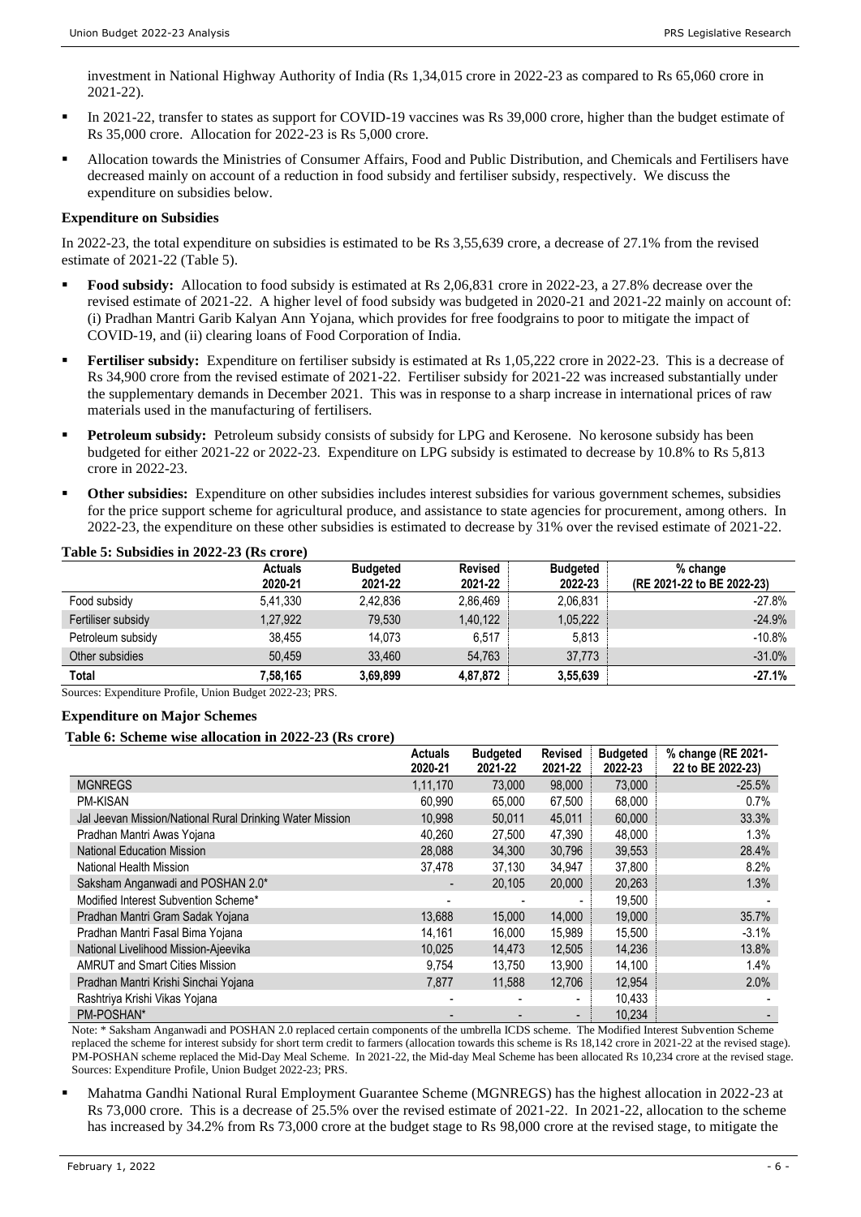investment in National Highway Authority of India (Rs 1,34,015 crore in 2022-23 as compared to Rs 65,060 crore in 2021-22).

- In 2021-22, transfer to states as support for COVID-19 vaccines was Rs 39,000 crore, higher than the budget estimate of Rs 35,000 crore. Allocation for 2022-23 is Rs 5,000 crore.
- Allocation towards the Ministries of Consumer Affairs, Food and Public Distribution, and Chemicals and Fertilisers have decreased mainly on account of a reduction in food subsidy and fertiliser subsidy, respectively. We discuss the expenditure on subsidies below.

**Expenditure on Subsidies**

In 2022-23, the total expenditure on subsidies is estimated to be Rs 3,55,639 crore, a decrease of 27.1% from the revised estimate of 2021-22 (Table 5).

- **Food subsidy:** Allocation to food subsidy is estimated at Rs 2,06,831 crore in 2022-23, a 27.8% decrease over the revised estimate of 2021-22. A higher level of food subsidy was budgeted in 2020-21 and 2021-22 mainly on account of: (i) Pradhan Mantri Garib Kalyan Ann Yojana, which provides for free foodgrains to poor to mitigate the impact of COVID-19, and (ii) clearing loans of Food Corporation of India.
- **Fertiliser subsidy:** Expenditure on fertiliser subsidy is estimated at Rs 1,05,222 crore in 2022-23. This is a decrease of Rs 34,900 crore from the revised estimate of 2021-22. Fertiliser subsidy for 2021-22 was increased substantially under the supplementary demands in December 2021. This was in response to a sharp increase in international prices of raw materials used in the manufacturing of fertilisers.
- **Petroleum subsidy:** Petroleum subsidy consists of subsidy for LPG and Kerosene. No kerosone subsidy has been budgeted for either 2021-22 or 2022-23. Expenditure on LPG subsidy is estimated to decrease by 10.8% to Rs 5,813 crore in 2022-23.
- **Other subsidies:** Expenditure on other subsidies includes interest subsidies for various government schemes, subsidies for the price support scheme for agricultural produce, and assistance to state agencies for procurement, among others. In 2022-23, the expenditure on these other subsidies is estimated to decrease by 31% over the revised estimate of 2021-22.

**Table 5: Subsidies in 2022-23 (Rs crore)**

| | Actuals 2020-21 | Budgeted 2021-22 | Revised 2021-22 | Budgeted 2022-23 | % change (RE 2021-22 to BE 2022-23) |
|---|---|---|---|---|---|
| Food subsidy | 5,41,330 | 2,42,836 | 2,86,469 | 2,06,831 | -27.8% |
| Fertiliser subsidy | 1,27,922 | 79,530 | 1,40,122 | 1,05,222 | -24.9% |
| Petroleum subsidy | 38,455 | 14,073 | 6,517 | 5,813 | -10.8% |
| Other subsidies | 50,459 | 33,460 | 54,763 | 37,773 | -31.0% |
| **Total** | **7,58,165** | **3,69,899** | **4,87,872** | **3,55,639** | **-27.1%** |

Sources: Expenditure Profile, Union Budget 2022-23; PRS.

**Expenditure on Major Schemes**

**Table 6: Scheme wise allocation in 2022-23 (Rs crore)**

| | Actuals 2020-21 | Budgeted 2021-22 | Revised 2021-22 | Budgeted 2022-23 | % change (RE 2021-22 to BE 2022-23) |
|---|---|---|---|---|---|
| MGNREGS | 1,11,170 | 73,000 | 98,000 | 73,000 | -25.5% |
| PM-KISAN | 60,990 | 65,000 | 67,500 | 68,000 | 0.7% |
| Jal Jeevan Mission/National Rural Drinking Water Mission | 10,998 | 50,011 | 45,011 | 60,000 | 33.3% |
| Pradhan Mantri Awas Yojana | 40,260 | 27,500 | 47,390 | 48,000 | 1.3% |
| National Education Mission | 28,088 | 34,300 | 30,796 | 39,553 | 28.4% |
| National Health Mission | 37,478 | 37,130 | 34,947 | 37,800 | 8.2% |
| Saksham Anganwadi and POSHAN 2.0* | - | 20,105 | 20,000 | 20,263 | 1.3% |
| Modified Interest Subvention Scheme* | - | - | - | 19,500 | - |
| Pradhan Mantri Gram Sadak Yojana | 13,688 | 15,000 | 14,000 | 19,000 | 35.7% |
| Pradhan Mantri Fasal Bima Yojana | 14,161 | 16,000 | 15,989 | 15,500 | -3.1% |
| National Livelihood Mission-Ajeevika | 10,025 | 14,473 | 12,505 | 14,236 | 13.8% |
| AMRUT and Smart Cities Mission | 9,754 | 13,750 | 13,900 | 14,100 | 1.4% |
| Pradhan Mantri Krishi Sinchai Yojana | 7,877 | 11,588 | 12,706 | 12,954 | 2.0% |
| Rashtriya Krishi Vikas Yojana | - | - | - | 10,433 | - |
| PM-POSHAN* | - | - | - | 10,234 | - |

Note: * Saksham Anganwadi and POSHAN 2.0 replaced certain components of the umbrella ICDS scheme. The Modified Interest Subvention Scheme replaced the scheme for interest subsidy for short term credit to farmers (allocation towards this scheme is Rs 18,142 crore in 2021-22 at the revised stage). PM-POSHAN scheme replaced the Mid-Day Meal Scheme. In 2021-22, the Mid-day Meal Scheme has been allocated Rs 10,234 crore at the revised stage.
Sources: Expenditure Profile, Union Budget 2022-23; PRS.

- Mahatma Gandhi National Rural Employment Guarantee Scheme (MGNREGS) has the highest allocation in 2022-23 at Rs 73,000 crore. This is a decrease of 25.5% over the revised estimate of 2021-22. In 2021-22, allocation to the scheme has increased by 34.2% from Rs 73,000 crore at the budget stage to Rs 98,000 crore at the revised stage, to mitigate the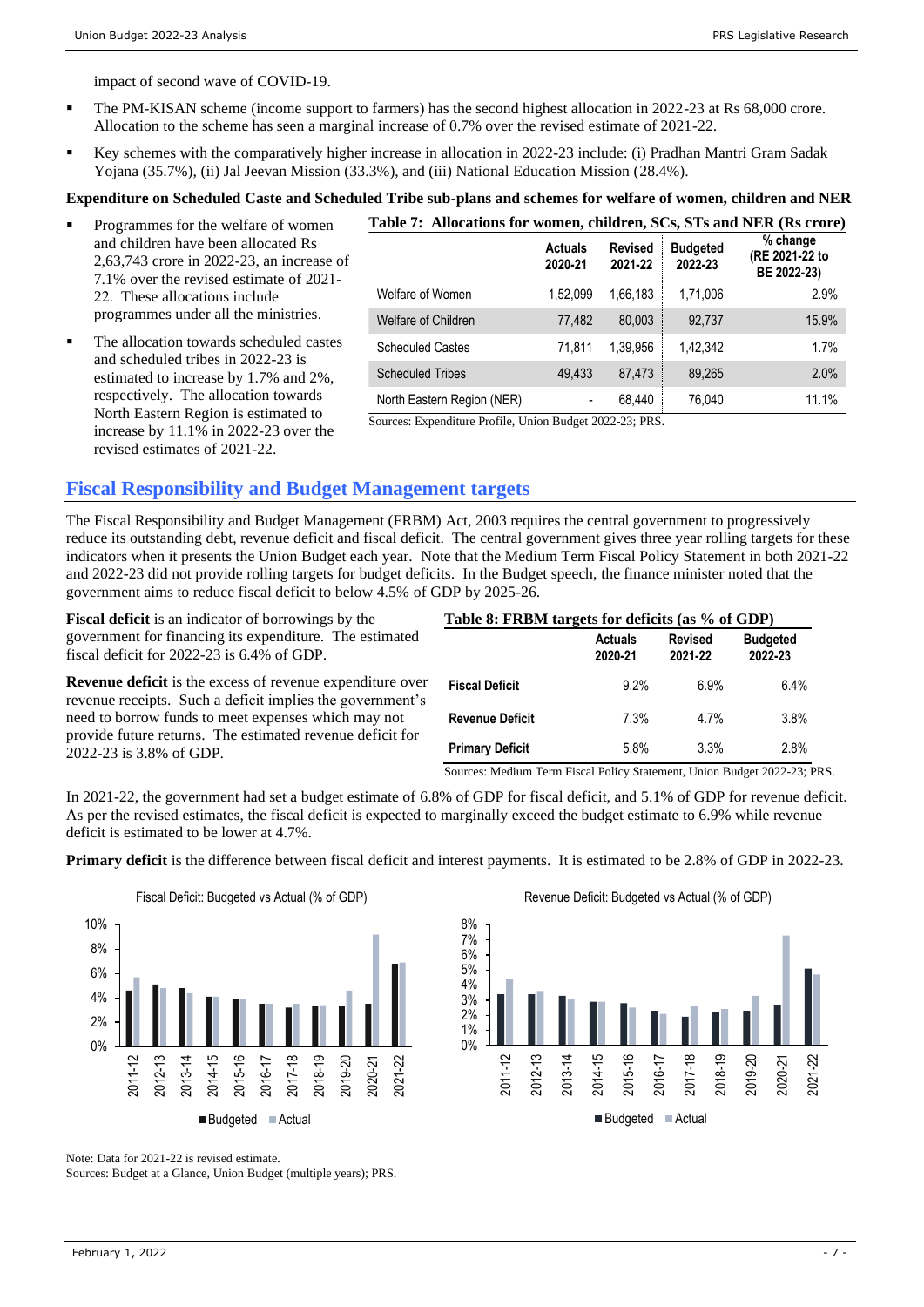impact of second wave of COVID-19.

- The PM-KISAN scheme (income support to farmers) has the second highest allocation in 2022-23 at Rs 68,000 crore. Allocation to the scheme has seen a marginal increase of 0.7% over the revised estimate of 2021-22.
- Key schemes with the comparatively higher increase in allocation in 2022-23 include: (i) Pradhan Mantri Gram Sadak Yojana (35.7%), (ii) Jal Jeevan Mission (33.3%), and (iii) National Education Mission (28.4%).

**Expenditure on Scheduled Caste and Scheduled Tribe sub-plans and schemes for welfare of women, children and NER**

- Programmes for the welfare of women and children have been allocated Rs 2,63,743 crore in 2022-23, an increase of 7.1% over the revised estimate of 2021-22. These allocations include programmes under all the ministries.
- The allocation towards scheduled castes and scheduled tribes in 2022-23 is estimated to increase by 1.7% and 2%, respectively. The allocation towards North Eastern Region is estimated to increase by 11.1% in 2022-23 over the revised estimates of 2021-22.

**Table 7: Allocations for women, children, SCs, STs and NER (Rs crore)**

| | Actuals 2020-21 | Revised 2021-22 | Budgeted 2022-23 | % change (RE 2021-22 to BE 2022-23) |
|---|---|---|---|---|
| Welfare of Women | 1,52,099 | 1,66,183 | 1,71,006 | 2.9% |
| Welfare of Children | 77,482 | 80,003 | 92,737 | 15.9% |
| Scheduled Castes | 71,811 | 1,39,956 | 1,42,342 | 1.7% |
| Scheduled Tribes | 49,433 | 87,473 | 89,265 | 2.0% |
| North Eastern Region (NER) | - | 68,440 | 76,040 | 11.1% |

Sources: Expenditure Profile, Union Budget 2022-23; PRS.

## Fiscal Responsibility and Budget Management targets

The Fiscal Responsibility and Budget Management (FRBM) Act, 2003 requires the central government to progressively reduce its outstanding debt, revenue deficit and fiscal deficit. The central government gives three year rolling targets for these indicators when it presents the Union Budget each year. Note that the Medium Term Fiscal Policy Statement in both 2021-22 and 2022-23 did not provide rolling targets for budget deficits. In the Budget speech, the finance minister noted that the government aims to reduce fiscal deficit to below 4.5% of GDP by 2025-26.

**Fiscal deficit** is an indicator of borrowings by the government for financing its expenditure. The estimated fiscal deficit for 2022-23 is 6.4% of GDP.

**Revenue deficit** is the excess of revenue expenditure over revenue receipts. Such a deficit implies the government's need to borrow funds to meet expenses which may not provide future returns. The estimated revenue deficit for 2022-23 is 3.8% of GDP.

**Table 8: FRBM targets for deficits (as % of GDP)**

| | Actuals 2020-21 | Revised 2021-22 | Budgeted 2022-23 |
|---|---|---|---|
| **Fiscal Deficit** | 9.2% | 6.9% | 6.4% |
| **Revenue Deficit** | 7.3% | 4.7% | 3.8% |
| **Primary Deficit** | 5.8% | 3.3% | 2.8% |

Sources: Medium Term Fiscal Policy Statement, Union Budget 2022-23; PRS.

In 2021-22, the government had set a budget estimate of 6.8% of GDP for fiscal deficit, and 5.1% of GDP for revenue deficit. As per the revised estimates, the fiscal deficit is expected to marginally exceed the budget estimate to 6.9% while revenue deficit is estimated to be lower at 4.7%.

**Primary deficit** is the difference between fiscal deficit and interest payments. It is estimated to be 2.8% of GDP in 2022-23.

Fiscal Deficit: Budgeted vs Actual (% of GDP)

Revenue Deficit: Budgeted vs Actual (% of GDP)

Note: Data for 2021-22 is revised estimate.
Sources: Budget at a Glance, Union Budget (multiple years); PRS.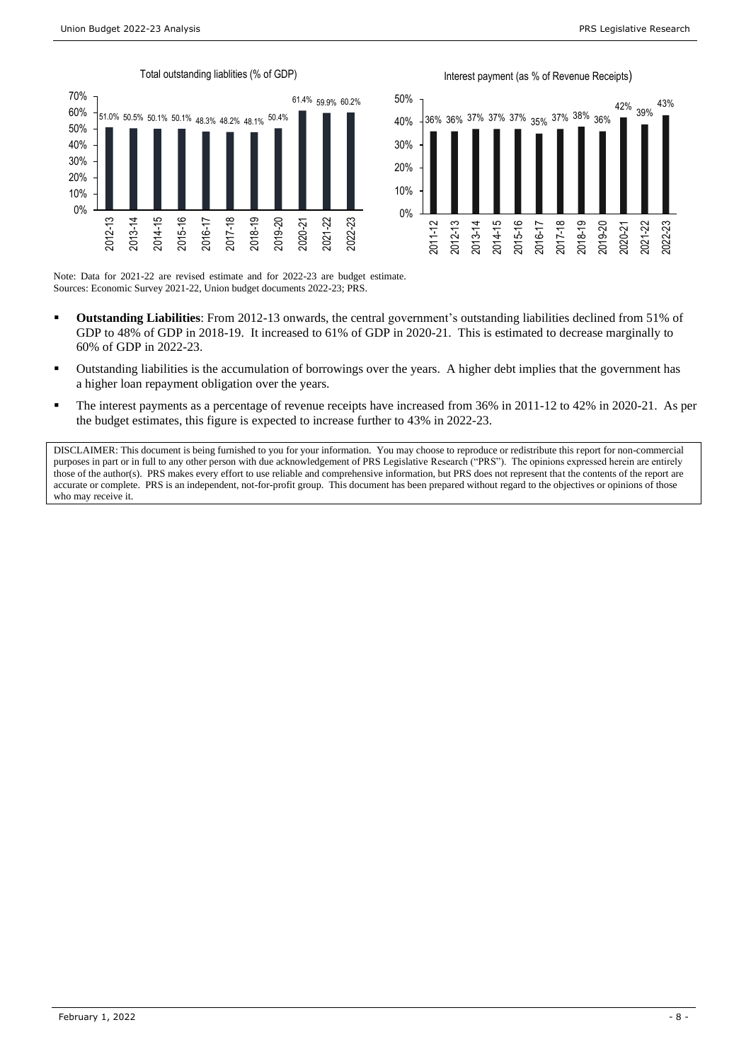Total outstanding liablities (% of GDP)

70%
60%
50%
40%
30%
20%
10%
0%

51.0% 50.5% 50.1% 50.1% 48.3% 48.2% 48.1% 50.4% 61.4% 59.9% 60.2%

2012-13 2013-14 2014-15 2015-16 2016-17 2017-18 2018-19 2019-20 2020-21 2021-22 2022-23

Interest payment (as % of Revenue Receipts)

50%
40%
30%
20%
10%
0%

36% 36% 37% 37% 37% 35% 37% 38% 36% 42% 39% 43%

2011-12 2012-13 2013-14 2014-15 2015-16 2016-17 2017-18 2018-19 2019-20 2020-21 2021-22 2022-23

Note: Data for 2021-22 are revised estimate and for 2022-23 are budget estimate.
Sources: Economic Survey 2021-22, Union budget documents 2022-23; PRS.

- **Outstanding Liabilities**: From 2012-13 onwards, the central government's outstanding liabilities declined from 51% of GDP to 48% of GDP in 2018-19. It increased to 61% of GDP in 2020-21. This is estimated to decrease marginally to 60% of GDP in 2022-23.
- Outstanding liabilities is the accumulation of borrowings over the years. A higher debt implies that the government has a higher loan repayment obligation over the years.
- The interest payments as a percentage of revenue receipts have increased from 36% in 2011-12 to 42% in 2020-21. As per the budget estimates, this figure is expected to increase further to 43% in 2022-23.

DISCLAIMER: This document is being furnished to you for your information. You may choose to reproduce or redistribute this report for non-commercial purposes in part or in full to any other person with due acknowledgement of PRS Legislative Research ("PRS"). The opinions expressed herein are entirely those of the author(s). PRS makes every effort to use reliable and comprehensive information, but PRS does not represent that the contents of the report are accurate or complete. PRS is an independent, not-for-profit group. This document has been prepared without regard to the objectives or opinions of those who may receive it.